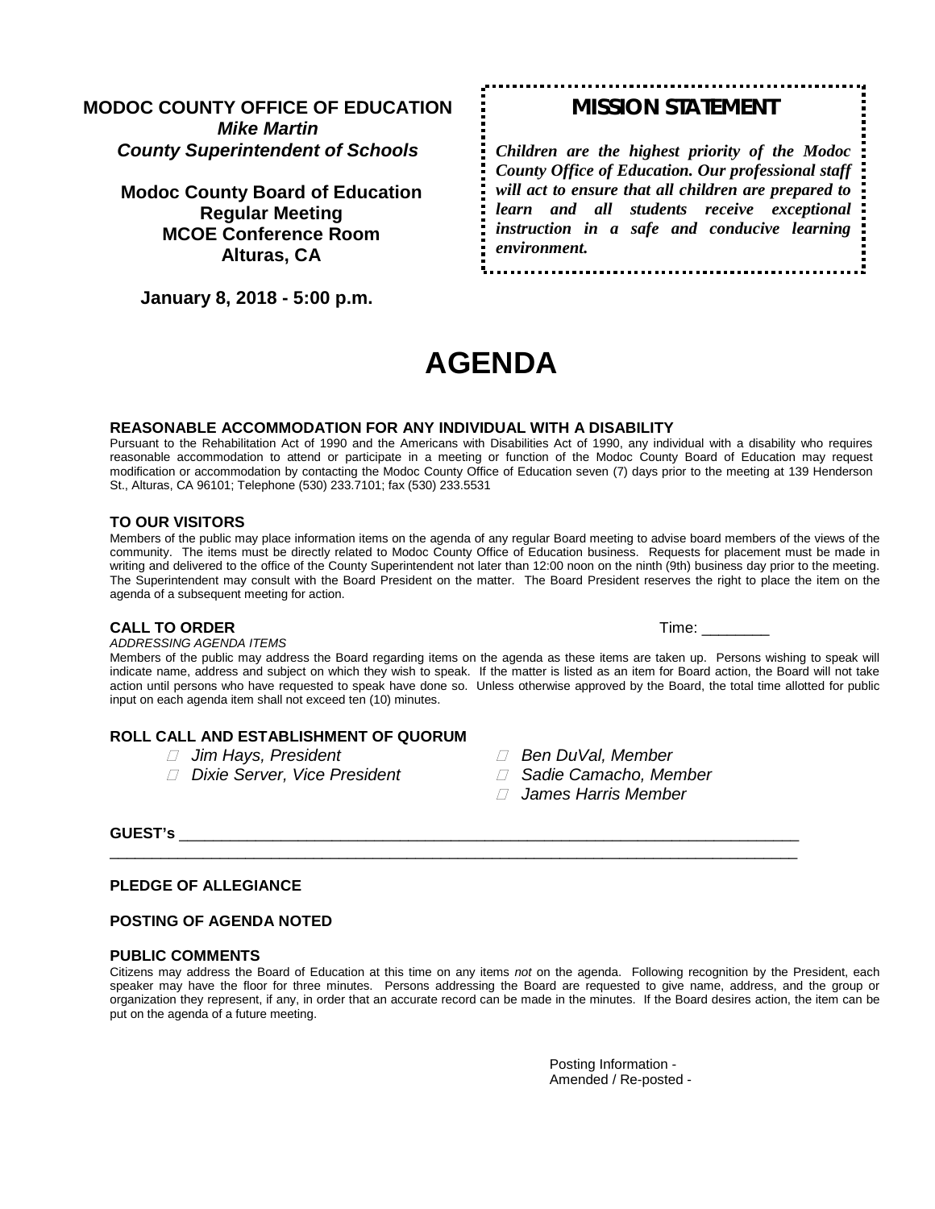**MODOC COUNTY OFFICE OF EDUCATION**
***Mike Martin***
***County Superintendent of Schools***

**Modoc County Board of Education**
**Regular Meeting**
**MCOE Conference Room**
**Alturas, CA**

**January 8, 2018 - 5:00 p.m.**

## MISSION STATEMENT

***Children are the highest priority of the Modoc County Office of Education. Our professional staff will act to ensure that all children are prepared to learn and all students receive exceptional instruction in a safe and conducive learning environment.***

# AGENDA

### REASONABLE ACCOMMODATION FOR ANY INDIVIDUAL WITH A DISABILITY

Pursuant to the Rehabilitation Act of 1990 and the Americans with Disabilities Act of 1990, any individual with a disability who requires reasonable accommodation to attend or participate in a meeting or function of the Modoc County Board of Education may request modification or accommodation by contacting the Modoc County Office of Education seven (7) days prior to the meeting at 139 Henderson St., Alturas, CA 96101; Telephone (530) 233.7101; fax (530) 233.5531

### TO OUR VISITORS

Members of the public may place information items on the agenda of any regular Board meeting to advise board members of the views of the community. The items must be directly related to Modoc County Office of Education business. Requests for placement must be made in writing and delivered to the office of the County Superintendent not later than 12:00 noon on the ninth (9th) business day prior to the meeting. The Superintendent may consult with the Board President on the matter. The Board President reserves the right to place the item on the agenda of a subsequent meeting for action.

### CALL TO ORDER

Time: ________

*ADDRESSING AGENDA ITEMS*

Members of the public may address the Board regarding items on the agenda as these items are taken up. Persons wishing to speak will indicate name, address and subject on which they wish to speak. If the matter is listed as an item for Board action, the Board will not take action until persons who have requested to speak have done so. Unless otherwise approved by the Board, the total time allotted for public input on each agenda item shall not exceed ten (10) minutes.

### ROLL CALL AND ESTABLISHMENT OF QUORUM

- *Jim Hays, President*
- *Dixie Server, Vice President*
- *Ben DuVal, Member*
- *Sadie Camacho, Member*
- *James Harris Member*

**GUEST's** ______________________________________________________________________________

______________________________________________________________________________________

### PLEDGE OF ALLEGIANCE

### POSTING OF AGENDA NOTED

### PUBLIC COMMENTS

Citizens may address the Board of Education at this time on any items *not* on the agenda. Following recognition by the President, each speaker may have the floor for three minutes. Persons addressing the Board are requested to give name, address, and the group or organization they represent, if any, in order that an accurate record can be made in the minutes. If the Board desires action, the item can be put on the agenda of a future meeting.

Posting Information -
Amended / Re-posted -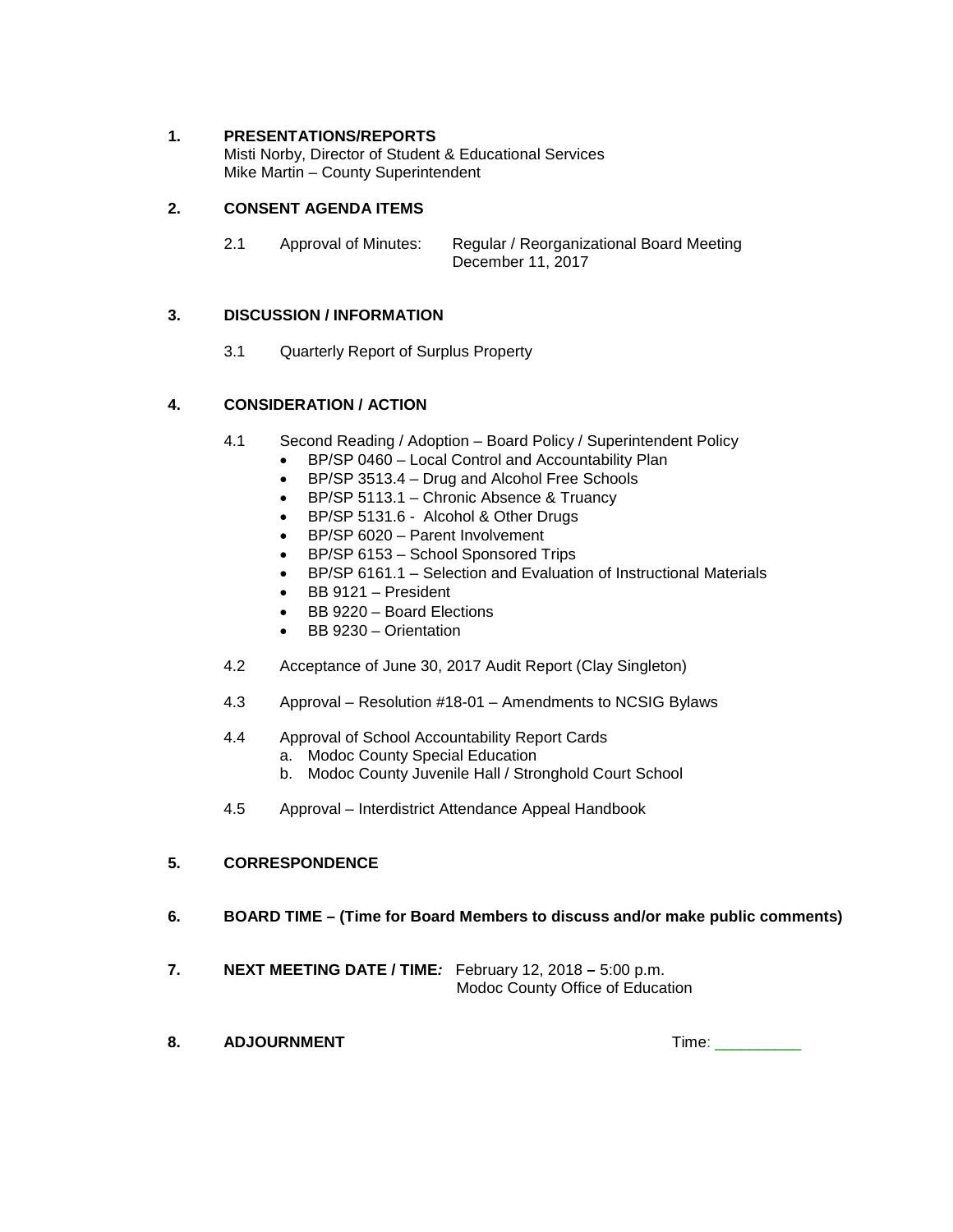**1. PRESENTATIONS/REPORTS**

Misti Norby, Director of Student & Educational Services
Mike Martin – County Superintendent

**2. CONSENT AGENDA ITEMS**

2.1 Approval of Minutes: Regular / Reorganizational Board Meeting
December 11, 2017

**3. DISCUSSION / INFORMATION**

3.1 Quarterly Report of Surplus Property

**4. CONSIDERATION / ACTION**

4.1 Second Reading / Adoption – Board Policy / Superintendent Policy

- BP/SP 0460 – Local Control and Accountability Plan
- BP/SP 3513.4 – Drug and Alcohol Free Schools
- BP/SP 5113.1 – Chronic Absence & Truancy
- BP/SP 5131.6 - Alcohol & Other Drugs
- BP/SP 6020 – Parent Involvement
- BP/SP 6153 – School Sponsored Trips
- BP/SP 6161.1 – Selection and Evaluation of Instructional Materials
- BB 9121 – President
- BB 9220 – Board Elections
- BB 9230 – Orientation

4.2 Acceptance of June 30, 2017 Audit Report (Clay Singleton)

4.3 Approval – Resolution #18-01 – Amendments to NCSIG Bylaws

4.4 Approval of School Accountability Report Cards

a. Modoc County Special Education
b. Modoc County Juvenile Hall / Stronghold Court School

4.5 Approval – Interdistrict Attendance Appeal Handbook

**5. CORRESPONDENCE**

**6. BOARD TIME – (Time for Board Members to discuss and/or make public comments)**

**7. NEXT MEETING DATE / TIME:** February 12, 2018 – 5:00 p.m.
Modoc County Office of Education

**8. ADJOURNMENT** Time: __________